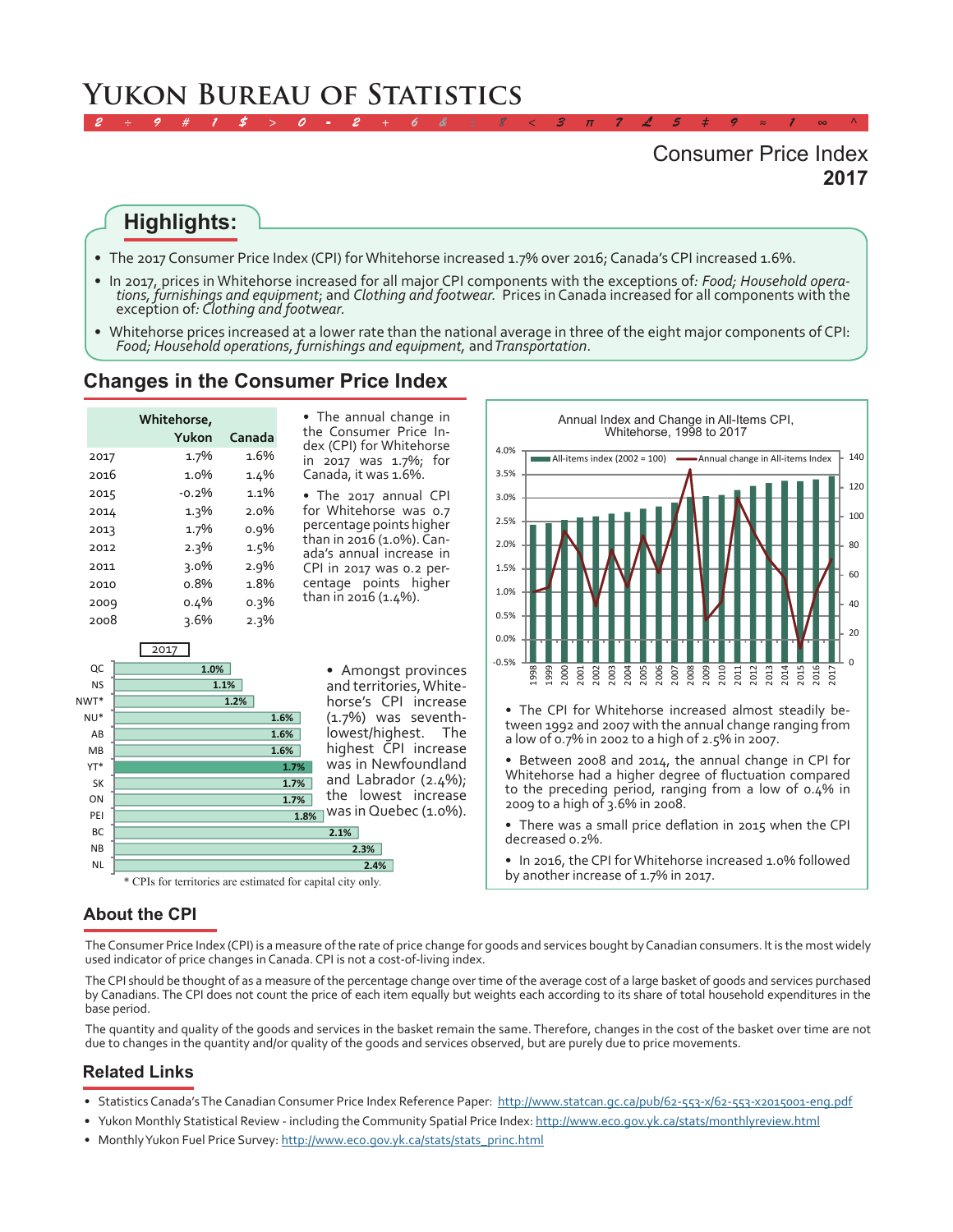# Yukon Bureau of Statistics

## Consumer Price Index
## 2017

## Highlights:

- The 2017 Consumer Price Index (CPI) for Whitehorse increased 1.7% over 2016; Canada's CPI increased 1.6%.
- In 2017, prices in Whitehorse increased for all major CPI components with the exceptions of: *Food; Household operations, furnishings and equipment*; and *Clothing and footwear.* Prices in Canada increased for all components with the exception of: *Clothing and footwear.*
- Whitehorse prices increased at a lower rate than the national average in three of the eight major components of CPI: *Food; Household operations, furnishings and equipment,* and *Transportation*.

## Changes in the Consumer Price Index

| | Whitehorse, Yukon | Canada |
|---|---|---|
| 2017 | 1.7% | 1.6% |
| 2016 | 1.0% | 1.4% |
| 2015 | -0.2% | 1.1% |
| 2014 | 1.3% | 2.0% |
| 2013 | 1.7% | 0.9% |
| 2012 | 2.3% | 1.5% |
| 2011 | 3.0% | 2.9% |
| 2010 | 0.8% | 1.8% |
| 2009 | 0.4% | 0.3% |
| 2008 | 3.6% | 2.3% |

- The annual change in the Consumer Price Index (CPI) for Whitehorse in 2017 was 1.7%; for Canada, it was 1.6%.
- The 2017 annual CPI for Whitehorse was 0.7 percentage points higher than in 2016 (1.0%). Canada's annual increase in CPI in 2017 was 0.2 percentage points higher than in 2016 (1.4%).

| 2017 | |
|---|---|
| QC | 1.0% |
| NS | 1.1% |
| NWT* | 1.2% |
| NU* | 1.6% |
| AB | 1.6% |
| MB | 1.6% |
| YT* | 1.7% |
| SK | 1.7% |
| ON | 1.7% |
| PEI | 1.8% |
| BC | 2.1% |
| NB | 2.3% |
| NL | 2.4% |

\* CPIs for territories are estimated for capital city only.

- Amongst provinces and territories, Whitehorse's CPI increase (1.7%) was seventh-lowest/highest. The highest CPI increase was in Newfoundland and Labrador (2.4%); the lowest increase was in Quebec (1.0%).

Annual Index and Change in All-Items CPI, Whitehorse, 1998 to 2017

- The CPI for Whitehorse increased almost steadily between 1992 and 2007 with the annual change ranging from a low of 0.7% in 2002 to a high of 2.5% in 2007.
- Between 2008 and 2014, the annual change in CPI for Whitehorse had a higher degree of fluctuation compared to the preceding period, ranging from a low of 0.4% in 2009 to a high of 3.6% in 2008.
- There was a small price deflation in 2015 when the CPI decreased 0.2%.
- In 2016, the CPI for Whitehorse increased 1.0% followed by another increase of 1.7% in 2017.

## About the CPI

The Consumer Price Index (CPI) is a measure of the rate of price change for goods and services bought by Canadian consumers. It is the most widely used indicator of price changes in Canada. CPI is not a cost-of-living index.

The CPI should be thought of as a measure of the percentage change over time of the average cost of a large basket of goods and services purchased by Canadians. The CPI does not count the price of each item equally but weights each according to its share of total household expenditures in the base period.

The quantity and quality of the goods and services in the basket remain the same. Therefore, changes in the cost of the basket over time are not due to changes in the quantity and/or quality of the goods and services observed, but are purely due to price movements.

## Related Links

- Statistics Canada's The Canadian Consumer Price Index Reference Paper: http://www.statcan.gc.ca/pub/62-553-x/62-553-x2015001-eng.pdf
- Yukon Monthly Statistical Review - including the Community Spatial Price Index: http://www.eco.gov.yk.ca/stats/monthlyreview.html
- Monthly Yukon Fuel Price Survey: http://www.eco.gov.yk.ca/stats/stats_princ.html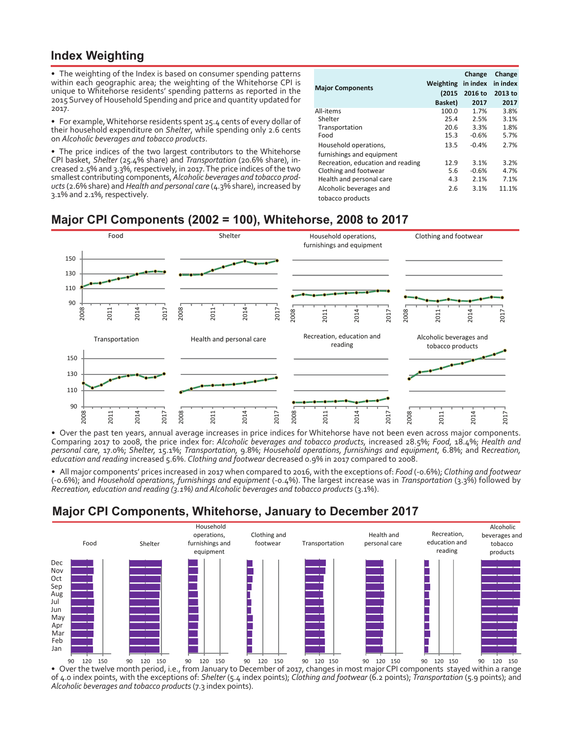## Index Weighting

- The weighting of the Index is based on consumer spending patterns within each geographic area; the weighting of the Whitehorse CPI is unique to Whitehorse residents' spending patterns as reported in the 2015 Survey of Household Spending and price and quantity updated for 2017.

- For example, Whitehorse residents spent 25.4 cents of every dollar of their household expenditure on *Shelter*, while spending only 2.6 cents on *Alcoholic beverages and tobacco products*.

- The price indices of the two largest contributors to the Whitehorse CPI basket, *Shelter* (25.4% share) and *Transportation* (20.6% share), increased 2.5% and 3.3%, respectively, in 2017. The price indices of the two smallest contributing components, *Alcoholic beverages and tobacco products* (2.6% share) and *Health and personal care* (4.3% share), increased by 3.1% and 2.1%, respectively.

| Major Components | Weighting (2015 Basket) | Change in index 2016 to 2017 | Change in index 2013 to 2017 |
|---|---|---|---|
| All-items | 100.0 | 1.7% | 3.8% |
| Shelter | 25.4 | 2.5% | 3.1% |
| Transportation | 20.6 | 3.3% | 1.8% |
| Food | 15.3 | -0.6% | 5.7% |
| Household operations, furnishings and equipment | 13.5 | -0.4% | 2.7% |
| Recreation, education and reading | 12.9 | 3.1% | 3.2% |
| Clothing and footwear | 5.6 | -0.6% | 4.7% |
| Health and personal care | 4.3 | 2.1% | 7.1% |
| Alcoholic beverages and tobacco products | 2.6 | 3.1% | 11.1% |

## Major CPI Components (2002 = 100), Whitehorse, 2008 to 2017

- Over the past ten years, annual average increases in price indices for Whitehorse have not been even across major components. Comparing 2017 to 2008, the price index for: *Alcoholic beverages and tobacco products,* increased 28.5%; *Food,* 18.4%; *Health and personal care,* 17.0%; *Shelter,* 15.1%; *Transportation,* 9.8%; *Household operations, furnishings and equipment,* 6.8%; and *Recreation, education and reading* increased 5.6%. *Clothing and footwear* decreased 0.9% in 2017 compared to 2008.

- All major components' prices increased in 2017 when compared to 2016, with the exceptions of: *Food* (-0.6%); *Clothing and footwear* (-0.6%); and *Household operations, furnishings and equipment* (-0.4%). The largest increase was in *Transportation* (3.3%) followed by *Recreation, education and reading (3.1%) and Alcoholic beverages and tobacco products* (3.1%).

## Major CPI Components, Whitehorse, January to December 2017

- Over the twelve month period, i.e., from January to December of 2017, changes in most major CPI components stayed within a range of 4.0 index points, with the exceptions of: *Shelter* (5.4 index points); *Clothing and footwear* (6.2 points); *Transportation* (5.9 points); and *Alcoholic beverages and tobacco products* (7.3 index points).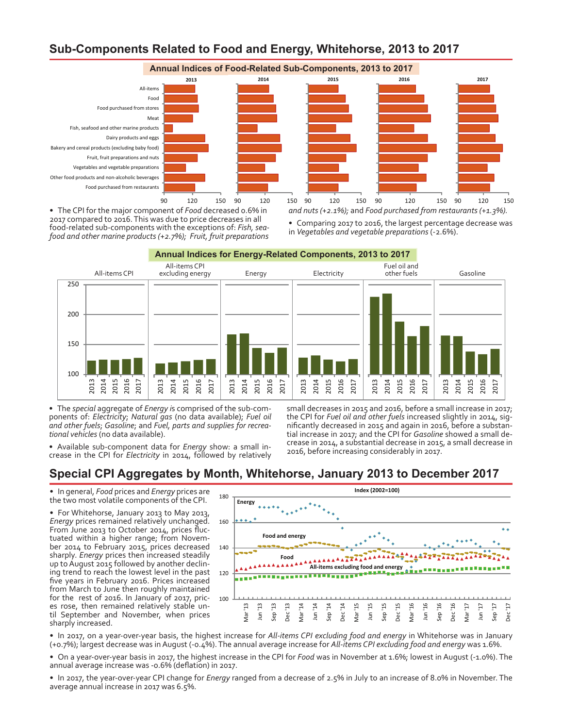## Sub-Components Related to Food and Energy, Whitehorse, 2013 to 2017

**Annual Indices of Food-Related Sub-Components, 2013 to 2017**

• The CPI for the major component of *Food* decreased 0.6% in 2017 compared to 2016. This was due to price decreases in all food-related sub-components with the exceptions of: *Fish, seafood and other marine products (+2.7%)*; *Fruit, fruit preparations and nuts (+2.1%)*; and *Food purchased from restaurants (+1.3%).*

• Comparing 2017 to 2016, the largest percentage decrease was in *Vegetables and vegetable preparations* (-2.6%).

**Annual Indices for Energy-Related Components, 2013 to 2017**

• The *special* aggregate of *Energy is* comprised of the sub-components of: *Electricity*; *Natural gas* (no data available); *Fuel oil and other fuels*; *Gasoline*; and *Fuel, parts and supplies for recreational vehicles* (no data available).

• Available sub-component data for *Energy* show: a small increase in the CPI for *Electricity* in 2014, followed by relatively small decreases in 2015 and 2016, before a small increase in 2017; the CPI for *Fuel oil and other fuels* increased slightly in 2014, significantly decreased in 2015 and again in 2016, before a substantial increase in 2017; and the CPI for *Gasoline* showed a small decrease in 2014, a substantial decrease in 2015, a small decrease in 2016, before increasing considerably in 2017.

## Special CPI Aggregates by Month, Whitehorse, January 2013 to December 2017

• In general, *Food* prices and *Energy* prices are the two most volatile components of the CPI.

• For Whitehorse, January 2013 to May 2013, *Energy* prices remained relatively unchanged. From June 2013 to October 2014, prices fluctuated within a higher range; from November 2014 to February 2015, prices decreased sharply. *Energy* prices then increased steadily up to August 2015 followed by another declining trend to reach the lowest level in the past five years in February 2016. Prices increased from March to June then roughly maintained for the rest of 2016. In January of 2017, prices rose, then remained relatively stable until September and November, when prices sharply increased.

• In 2017, on a year-over-year basis, the highest increase for *All-items CPI excluding food and energy* in Whitehorse was in January (+0.7%); largest decrease was in August (-0.4%). The annual average increase for *All-items CPI excluding food and energy* was 1.6%.

• On a year-over-year basis in 2017, the highest increase in the CPI for *Food* was in November at 1.6%; lowest in August (-1.0%). The annual average increase was -0.6% (deflation) in 2017.

• In 2017, the year-over-year CPI change for *Energy* ranged from a decrease of 2.5% in July to an increase of 8.0% in November. The average annual increase in 2017 was 6.5%.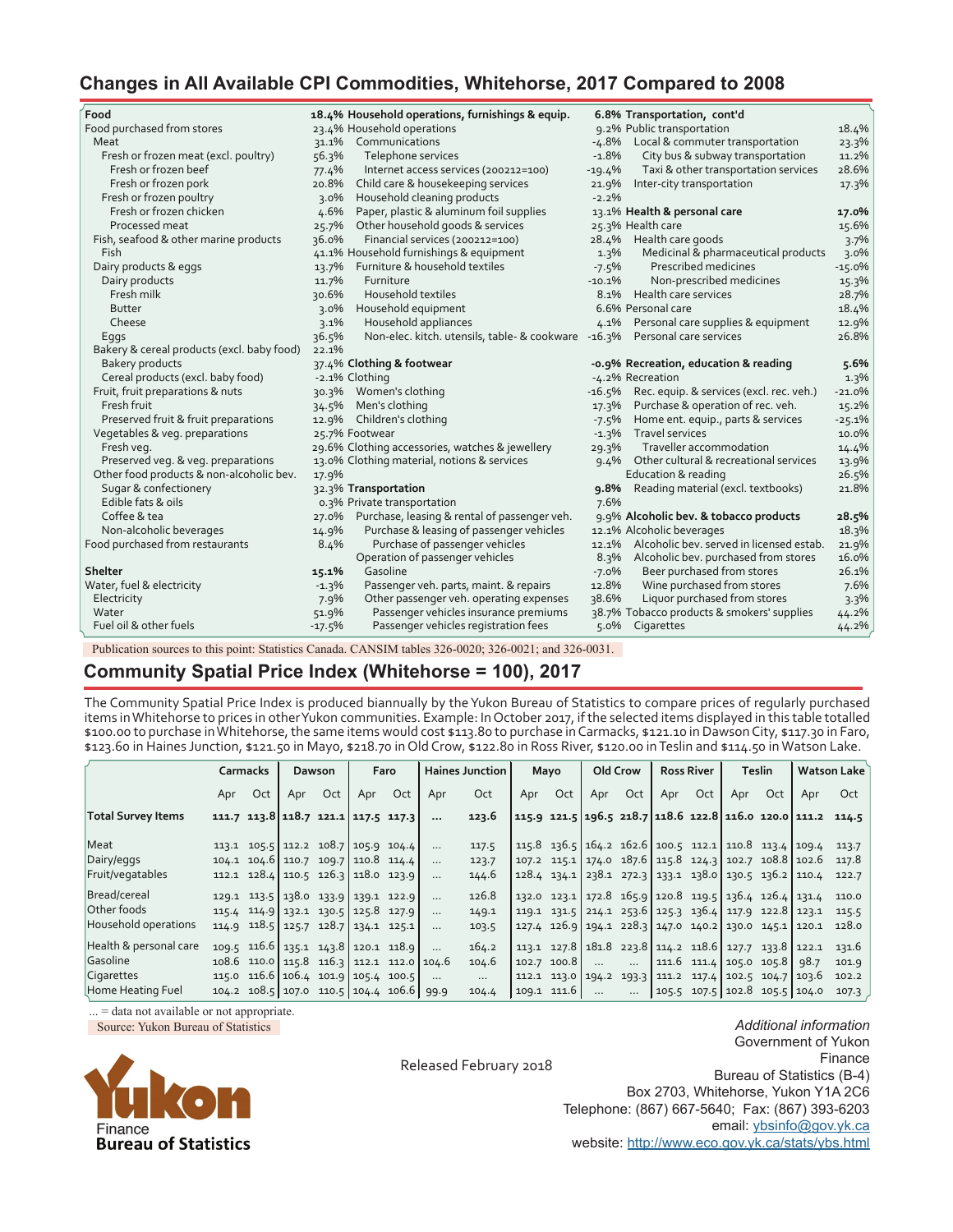## Changes in All Available CPI Commodities, Whitehorse, 2017 Compared to 2008

| | | | | | |
|---|---|---|---|---|---|
| **Food** | **18.4%** | **Household operations, furnishings & equip.** | **6.8%** | **Transportation, cont'd** | |
| Food purchased from stores | 23.4% | Household operations | 9.2% | Public transportation | 18.4% |
| Meat | 31.1% | Communications | -4.8% | Local & commuter transportation | 23.3% |
| Fresh or frozen meat (excl. poultry) | 56.3% | Telephone services | -1.8% | City bus & subway transportation | 11.2% |
| Fresh or frozen beef | 77.4% | Internet access services (200212=100) | -19.4% | Taxi & other transportation services | 28.6% |
| Fresh or frozen pork | 20.8% | Child care & housekeeping services | 21.9% | Inter-city transportation | 17.3% |
| Fresh or frozen poultry | 3.0% | Household cleaning products | -2.2% | | |
| Fresh or frozen chicken | 4.6% | Paper, plastic & aluminum foil supplies | 13.1% | **Health & personal care** | **17.0%** |
| Processed meat | 25.7% | Other household goods & services | 25.3% | Health care | 15.6% |
| Fish, seafood & other marine products | 36.0% | Financial services (200212=100) | 28.4% | Health care goods | 3.7% |
| Fish | 41.1% | Household furnishings & equipment | 1.3% | Medicinal & pharmaceutical products | 3.0% |
| Dairy products & eggs | 13.7% | Furniture & household textiles | -7.5% | Prescribed medicines | -15.0% |
| Dairy products | 11.7% | Furniture | -10.1% | Non-prescribed medicines | 15.3% |
| Fresh milk | 30.6% | Household textiles | 8.1% | Health care services | 28.7% |
| Butter | 3.0% | Household equipment | 6.6% | Personal care | 18.4% |
| Cheese | 3.1% | Household appliances | 4.1% | Personal care supplies & equipment | 12.9% |
| Eggs | 36.5% | Non-elec. kitch. utensils, table- & cookware | -16.3% | Personal care services | 26.8% |
| Bakery & cereal products (excl. baby food) | 22.1% | | | | |
| Bakery products | 37.4% | **Clothing & footwear** | **-0.9%** | **Recreation, education & reading** | **5.6%** |
| Cereal products (excl. baby food) | -2.1% | Clothing | -4.2% | Recreation | 1.3% |
| Fruit, fruit preparations & nuts | 30.3% | Women's clothing | -16.5% | Rec. equip. & services (excl. rec. veh.) | -21.0% |
| Fresh fruit | 34.5% | Men's clothing | 17.3% | Purchase & operation of rec. veh. | 15.2% |
| Preserved fruit & fruit preparations | 12.9% | Children's clothing | -7.5% | Home ent. equip., parts & services | -25.1% |
| Vegetables & veg. preparations | 25.7% | Footwear | -1.3% | Travel services | 10.0% |
| Fresh veg. | 29.6% | Clothing accessories, watches & jewellery | 29.3% | Traveller accommodation | 14.4% |
| Preserved veg. & veg. preparations | 13.0% | Clothing material, notions & services | 9.4% | Other cultural & recreational services | 13.9% |
| Other food products & non-alcoholic bev. | 17.9% | | | Education & reading | 26.5% |
| Sugar & confectionery | 32.3% | **Transportation** | **9.8%** | Reading material (excl. textbooks) | 21.8% |
| Edible fats & oils | 0.3% | Private transportation | 7.6% | | |
| Coffee & tea | 27.0% | Purchase, leasing & rental of passenger veh. | 9.9% | **Alcoholic bev. & tobacco products** | **28.5%** |
| Non-alcoholic beverages | 14.9% | Purchase & leasing of passenger vehicles | 12.1% | Alcoholic beverages | 18.3% |
| Food purchased from restaurants | 8.4% | Purchase of passenger vehicles | 12.1% | Alcoholic bev. served in licensed estab. | 21.9% |
| | | Operation of passenger vehicles | 8.3% | Alcoholic bev. purchased from stores | 16.0% |
| **Shelter** | **15.1%** | Gasoline | -7.0% | Beer purchased from stores | 26.1% |
| Water, fuel & electricity | -1.3% | Passenger veh. parts, maint. & repairs | 12.8% | Wine purchased from stores | 7.6% |
| Electricity | 7.9% | Other passenger veh. operating expenses | 38.6% | Liquor purchased from stores | 3.3% |
| Water | 51.9% | Passenger vehicles insurance premiums | 38.7% | Tobacco products & smokers' supplies | 44.2% |
| Fuel oil & other fuels | -17.5% | Passenger vehicles registration fees | 5.0% | Cigarettes | 44.2% |

Publication sources to this point: Statistics Canada. CANSIM tables 326-0020; 326-0021; and 326-0031.

## Community Spatial Price Index (Whitehorse = 100), 2017

The Community Spatial Price Index is produced biannually by the Yukon Bureau of Statistics to compare prices of regularly purchased items in Whitehorse to prices in other Yukon communities. Example: In October 2017, if the selected items displayed in this table totalled $100.00 to purchase in Whitehorse, the same items would cost $113.80 to purchase in Carmacks, $121.10 in Dawson City, $117.30 in Faro, $123.60 in Haines Junction, $121.50 in Mayo, $218.70 in Old Crow, $122.80 in Ross River, $120.00 in Teslin and $114.50 in Watson Lake.

| | Carmacks | | Dawson | | Faro | | Haines Junction | | Mayo | | Old Crow | | Ross River | | Teslin | | Watson Lake | |
|---|---|---|---|---|---|---|---|---|---|---|---|---|---|---|---|---|---|---|
| | Apr | Oct | Apr | Oct | Apr | Oct | Apr | Oct | Apr | Oct | Apr | Oct | Apr | Oct | Apr | Oct | Apr | Oct |
| **Total Survey Items** | **111.7** | **113.8** | **118.7** | **121.1** | **117.5** | **117.3** | **...** | **123.6** | **115.9** | **121.5** | **196.5** | **218.7** | **118.6** | **122.8** | **116.0** | **120.0** | **111.2** | **114.5** |
| Meat | 113.1 | 105.5 | 112.2 | 108.7 | 105.9 | 104.4 | ... | 117.5 | 115.8 | 136.5 | 164.2 | 162.6 | 100.5 | 112.1 | 110.8 | 113.4 | 109.4 | 113.7 |
| Dairy/eggs | 104.1 | 104.6 | 110.7 | 109.7 | 110.8 | 114.4 | ... | 123.7 | 107.2 | 115.1 | 174.0 | 187.6 | 115.8 | 124.3 | 102.7 | 108.8 | 102.6 | 117.8 |
| Fruit/vegetables | 112.1 | 128.4 | 110.5 | 126.3 | 118.0 | 123.9 | ... | 144.6 | 128.4 | 134.1 | 238.1 | 272.3 | 133.1 | 138.0 | 130.5 | 136.2 | 110.4 | 122.7 |
| Bread/cereal | 129.1 | 113.5 | 138.0 | 133.9 | 139.1 | 122.9 | ... | 126.8 | 132.0 | 123.1 | 172.8 | 165.9 | 120.8 | 119.5 | 136.4 | 126.4 | 131.4 | 110.0 |
| Other foods | 115.4 | 114.9 | 132.1 | 130.5 | 125.8 | 127.9 | ... | 149.1 | 119.1 | 131.5 | 214.1 | 253.6 | 125.3 | 136.4 | 117.9 | 122.8 | 123.1 | 115.5 |
| Household operations | 114.9 | 118.5 | 125.7 | 128.7 | 134.1 | 125.1 | ... | 103.5 | 127.4 | 126.9 | 194.1 | 228.3 | 147.0 | 140.2 | 130.0 | 145.1 | 120.1 | 128.0 |
| Health & personal care | 109.5 | 116.6 | 135.1 | 143.8 | 120.1 | 118.9 | ... | 164.2 | 113.1 | 127.8 | 181.8 | 223.8 | 114.2 | 118.6 | 127.7 | 133.8 | 122.1 | 131.6 |
| Gasoline | 108.6 | 110.0 | 115.8 | 116.3 | 112.1 | 112.0 | 104.6 | 104.6 | 102.7 | 100.8 | ... | ... | 111.6 | 111.4 | 105.0 | 105.8 | 98.7 | 101.9 |
| Cigarettes | 115.0 | 116.6 | 106.4 | 101.9 | 105.4 | 100.5 | ... | ... | 112.1 | 113.0 | 194.2 | 193.3 | 111.2 | 117.4 | 102.5 | 104.7 | 103.6 | 102.2 |
| Home Heating Fuel | 104.2 | 108.5 | 107.0 | 110.5 | 104.4 | 106.6 | 99.9 | 104.4 | 109.1 | 111.6 | ... | ... | 105.5 | 107.5 | 102.8 | 105.5 | 104.0 | 107.3 |

... = data not available or not appropriate.

Source: Yukon Bureau of Statistics

Yukon Finance Bureau of Statistics

Released February 2018

*Additional information*
Government of Yukon
Finance
Bureau of Statistics (B-4)
Box 2703, Whitehorse, Yukon Y1A 2C6
Telephone: (867) 667-5640; Fax: (867) 393-6203
email: ybsinfo@gov.yk.ca
website: http://www.eco.gov.yk.ca/stats/ybs.html